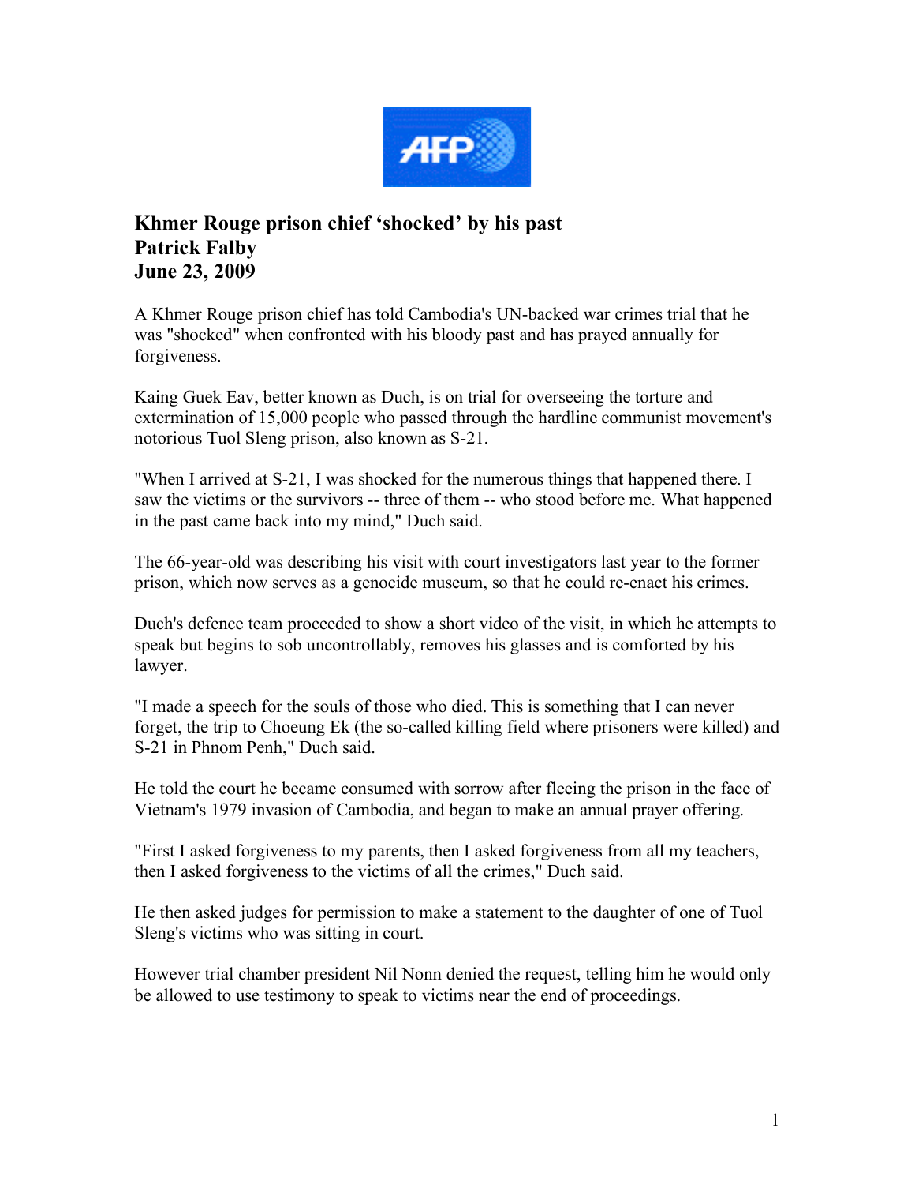**AFP**

# Khmer Rouge prison chief 'shocked' by his past
**Patrick Falby**
**June 23, 2009**

A Khmer Rouge prison chief has told Cambodia's UN-backed war crimes trial that he was "shocked" when confronted with his bloody past and has prayed annually for forgiveness.

Kaing Guek Eav, better known as Duch, is on trial for overseeing the torture and extermination of 15,000 people who passed through the hardline communist movement's notorious Tuol Sleng prison, also known as S-21.

"When I arrived at S-21, I was shocked for the numerous things that happened there. I saw the victims or the survivors -- three of them -- who stood before me. What happened in the past came back into my mind," Duch said.

The 66-year-old was describing his visit with court investigators last year to the former prison, which now serves as a genocide museum, so that he could re-enact his crimes.

Duch's defence team proceeded to show a short video of the visit, in which he attempts to speak but begins to sob uncontrollably, removes his glasses and is comforted by his lawyer.

"I made a speech for the souls of those who died. This is something that I can never forget, the trip to Choeung Ek (the so-called killing field where prisoners were killed) and S-21 in Phnom Penh," Duch said.

He told the court he became consumed with sorrow after fleeing the prison in the face of Vietnam's 1979 invasion of Cambodia, and began to make an annual prayer offering.

"First I asked forgiveness to my parents, then I asked forgiveness from all my teachers, then I asked forgiveness to the victims of all the crimes," Duch said.

He then asked judges for permission to make a statement to the daughter of one of Tuol Sleng's victims who was sitting in court.

However trial chamber president Nil Nonn denied the request, telling him he would only be allowed to use testimony to speak to victims near the end of proceedings.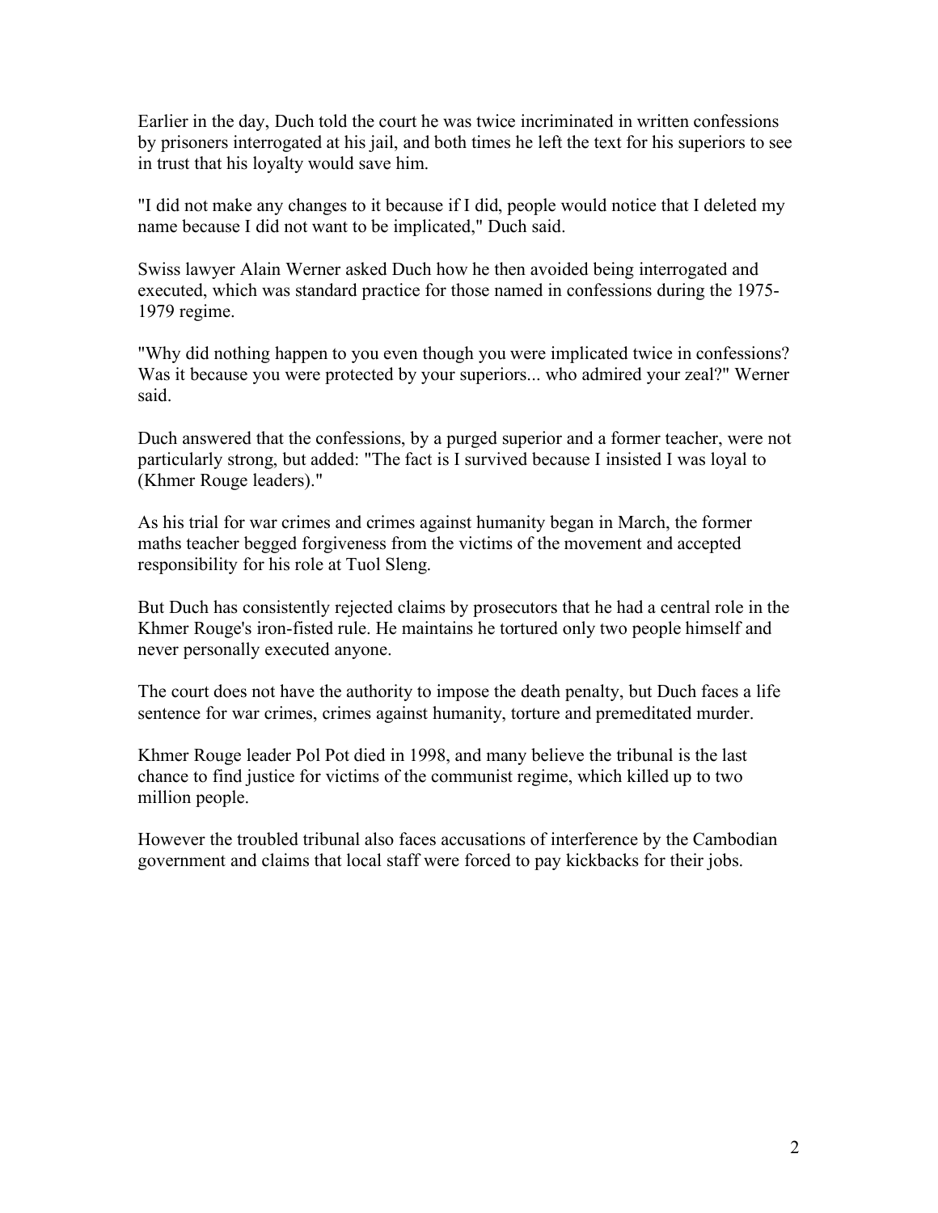Earlier in the day, Duch told the court he was twice incriminated in written confessions by prisoners interrogated at his jail, and both times he left the text for his superiors to see in trust that his loyalty would save him.

"I did not make any changes to it because if I did, people would notice that I deleted my name because I did not want to be implicated," Duch said.

Swiss lawyer Alain Werner asked Duch how he then avoided being interrogated and executed, which was standard practice for those named in confessions during the 1975-1979 regime.

"Why did nothing happen to you even though you were implicated twice in confessions? Was it because you were protected by your superiors... who admired your zeal?" Werner said.

Duch answered that the confessions, by a purged superior and a former teacher, were not particularly strong, but added: "The fact is I survived because I insisted I was loyal to (Khmer Rouge leaders)."

As his trial for war crimes and crimes against humanity began in March, the former maths teacher begged forgiveness from the victims of the movement and accepted responsibility for his role at Tuol Sleng.

But Duch has consistently rejected claims by prosecutors that he had a central role in the Khmer Rouge's iron-fisted rule. He maintains he tortured only two people himself and never personally executed anyone.

The court does not have the authority to impose the death penalty, but Duch faces a life sentence for war crimes, crimes against humanity, torture and premeditated murder.

Khmer Rouge leader Pol Pot died in 1998, and many believe the tribunal is the last chance to find justice for victims of the communist regime, which killed up to two million people.

However the troubled tribunal also faces accusations of interference by the Cambodian government and claims that local staff were forced to pay kickbacks for their jobs.